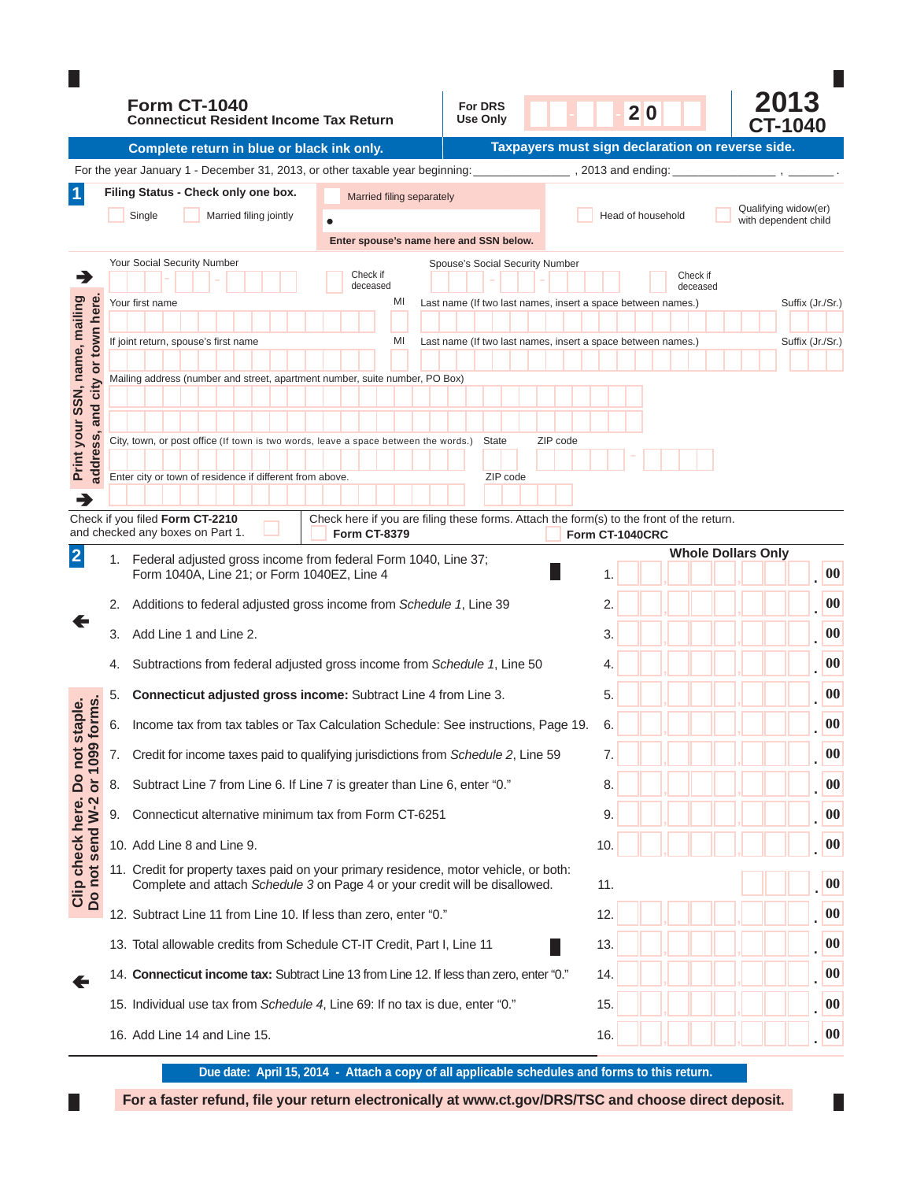# Form CT-1040

**Connecticut Resident Income Tax Return**

For DRS Use Only 20

# 2013 CT-1040

**Complete return in blue or black ink only.**

**Taxpayers must sign declaration on reverse side.**

For the year January 1 - December 31, 2013, or other taxable year beginning: ______________ , 2013 and ending: ______________ , _______ .

## 1 Filing Status - Check only one box.

- Single
- Married filing jointly
- Married filing separately
  - •
  - **Enter spouse's name here and SSN below.**
- Head of household
- Qualifying widow(er) with dependent child

**Print your SSN, name, mailing address, and city or town here.**

Your Social Security Number — Check if deceased

Spouse's Social Security Number — Check if deceased

Your first name | MI | Last name (If two last names, insert a space between names.) | Suffix (Jr./Sr.)

If joint return, spouse's first name | MI | Last name (If two last names, insert a space between names.) | Suffix (Jr./Sr.)

Mailing address (number and street, apartment number, suite number, PO Box)

City, town, or post office (If town is two words, leave a space between the words.) | State | ZIP code

Enter city or town of residence if different from above. | ZIP code

Check if you filed **Form CT-2210** and checked any boxes on Part 1.

Check here if you are filing these forms. Attach the form(s) to the front of the return.
- **Form CT-8379**
- **Form CT-1040CRC**

## 2

**Clip check here. Do not staple. Do not send W-2 or 1099 forms.**

| | | | Whole Dollars Only |
|---|---|---|---|
| 1. | Federal adjusted gross income from federal Form 1040, Line 37; Form 1040A, Line 21; or Form 1040EZ, Line 4 | 1. | .00 |
| 2. | Additions to federal adjusted gross income from *Schedule 1*, Line 39 | 2. | .00 |
| 3. | Add Line 1 and Line 2. | 3. | .00 |
| 4. | Subtractions from federal adjusted gross income from *Schedule 1*, Line 50 | 4. | .00 |
| 5. | **Connecticut adjusted gross income:** Subtract Line 4 from Line 3. | 5. | .00 |
| 6. | Income tax from tax tables or Tax Calculation Schedule: See instructions, Page 19. | 6. | .00 |
| 7. | Credit for income taxes paid to qualifying jurisdictions from *Schedule 2*, Line 59 | 7. | .00 |
| 8. | Subtract Line 7 from Line 6. If Line 7 is greater than Line 6, enter "0." | 8. | .00 |
| 9. | Connecticut alternative minimum tax from Form CT-6251 | 9. | .00 |
| 10. | Add Line 8 and Line 9. | 10. | .00 |
| 11. | Credit for property taxes paid on your primary residence, motor vehicle, or both: Complete and attach *Schedule 3* on Page 4 or your credit will be disallowed. | 11. | .00 |
| 12. | Subtract Line 11 from Line 10. If less than zero, enter "0." | 12. | .00 |
| 13. | Total allowable credits from Schedule CT-IT Credit, Part I, Line 11 | 13. | .00 |
| 14. | **Connecticut income tax:** Subtract Line 13 from Line 12. If less than zero, enter "0." | 14. | .00 |
| 15. | Individual use tax from *Schedule 4*, Line 69: If no tax is due, enter "0." | 15. | .00 |
| 16. | Add Line 14 and Line 15. | 16. | .00 |

**Due date: April 15, 2014 - Attach a copy of all applicable schedules and forms to this return.**

**For a faster refund, file your return electronically at www.ct.gov/DRS/TSC and choose direct deposit.**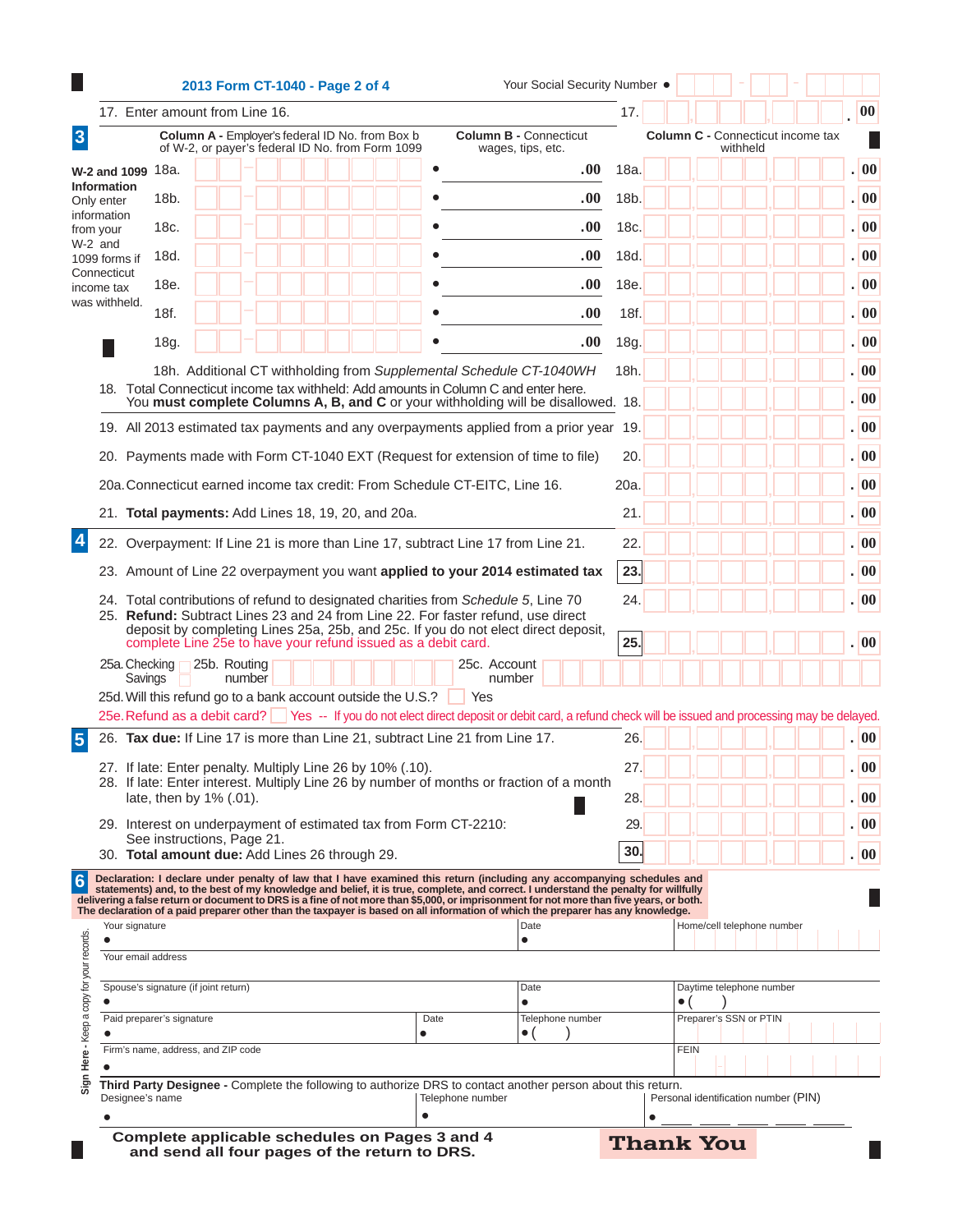# 2013 Form CT-1040 - Page 2 of 4

Your Social Security Number •

17. Enter amount from Line 16. | 17. | .00

## 3

| W-2 and 1099 Information | Column A - Employer's federal ID No. from Box b of W-2, or payer's federal ID No. from Form 1099 | Column B - Connecticut wages, tips, etc. | | Column C - Connecticut income tax withheld |
|---|---|---|---|---|
| Only enter information from your W-2 and 1099 forms if Connecticut income tax was withheld. | 18a. • | .00 | 18a. | .00 |
| | 18b. • | .00 | 18b. | .00 |
| | 18c. • | .00 | 18c. | .00 |
| | 18d. • | .00 | 18d. | .00 |
| | 18e. • | .00 | 18e. | .00 |
| | 18f. • | .00 | 18f. | .00 |
| | 18g. • | .00 | 18g. | .00 |

18h. Additional CT withholding from *Supplemental Schedule CT-1040WH* | 18h. | .00

18. Total Connecticut income tax withheld: Add amounts in Column C and enter here. You **must complete Columns A, B, and C** or your withholding will be disallowed. | 18. | .00

19. All 2013 estimated tax payments and any overpayments applied from a prior year | 19. | .00

20. Payments made with Form CT-1040 EXT (Request for extension of time to file) | 20. | .00

20a. Connecticut earned income tax credit: From Schedule CT-EITC, Line 16. | 20a. | .00

21. **Total payments:** Add Lines 18, 19, 20, and 20a. | 21. | .00

## 4

22. Overpayment: If Line 21 is more than Line 17, subtract Line 17 from Line 21. | 22. | .00

23. Amount of Line 22 overpayment you want **applied to your 2014 estimated tax** | 23. | .00

24. Total contributions of refund to designated charities from *Schedule 5*, Line 70 | 24. | .00

25. **Refund:** Subtract Lines 23 and 24 from Line 22. For faster refund, use direct deposit by completing Lines 25a, 25b, and 25c. If you do not elect direct deposit, complete Line 25e to have your refund issued as a debit card. | 25. | .00

25a. Checking ☐ Savings ☐ 25b. Routing number 25c. Account number

25d. Will this refund go to a bank account outside the U.S.? ☐ Yes

25e. Refund as a debit card? ☐ Yes -- If you do not elect direct deposit or debit card, a refund check will be issued and processing may be delayed.

## 5

26. **Tax due:** If Line 17 is more than Line 21, subtract Line 21 from Line 17. | 26. | .00

27. If late: Enter penalty. Multiply Line 26 by 10% (.10). | 27. | .00

28. If late: Enter interest. Multiply Line 26 by number of months or fraction of a month late, then by 1% (.01). | 28. | .00

29. Interest on underpayment of estimated tax from Form CT-2210: See instructions, Page 21. | 29. | .00

30. **Total amount due:** Add Lines 26 through 29. | 30. | .00

## 6

**Declaration: I declare under penalty of law that I have examined this return (including any accompanying schedules and statements) and, to the best of my knowledge and belief, it is true, complete, and correct. I understand the penalty for willfully delivering a false return or document to DRS is a fine of not more than $5,000, or imprisonment for not more than five years, or both. The declaration of a paid preparer other than the taxpayer is based on all information of which the preparer has any knowledge.**

**Sign Here** - Keep a copy for your records.

| Your signature • | Date • | Home/cell telephone number |
|---|---|---|
| Your email address | | |
| Spouse's signature (if joint return) • | Date • | Daytime telephone number • ( ) |
| Paid preparer's signature • | Date • / Telephone number • ( ) | Preparer's SSN or PTIN |
| Firm's name, address, and ZIP code • | | FEIN |

**Third Party Designee -** Complete the following to authorize DRS to contact another person about this return.

| Designee's name | Telephone number | Personal identification number (PIN) |
|---|---|---|
| • | • | • |

**Complete applicable schedules on Pages 3 and 4 and send all four pages of the return to DRS.**

**Thank You**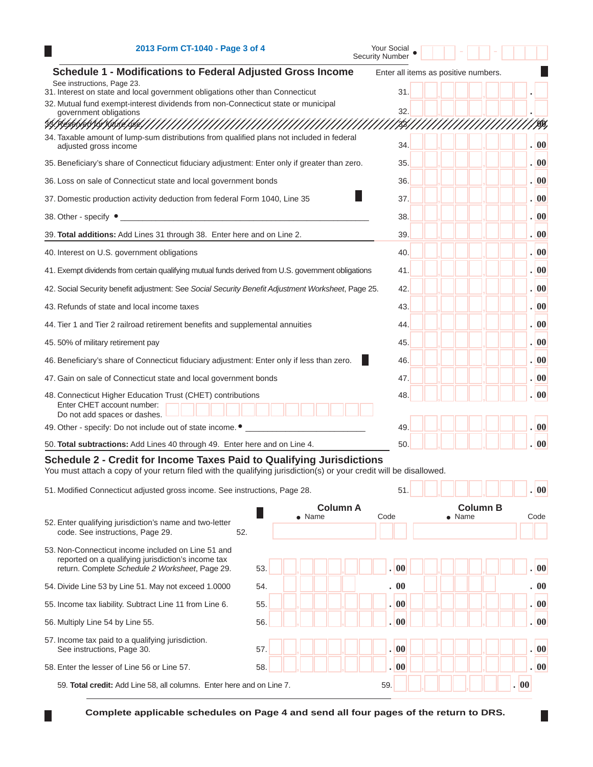2013 Form CT-1040 - Page 3 of 4

Your Social Security Number •

## Schedule 1 - Modifications to Federal Adjusted Gross Income

Enter all items as positive numbers.

See instructions, Page 23.

| Line | Description | Amount |
|---|---|---|
| 31. | Interest on state and local government obligations other than Connecticut | . |
| 32. | Mutual fund exempt-interest dividends from non-Connecticut state or municipal government obligations | . |
| 33. | ~~Reserved for future use.~~ | ~~.00~~ |
| 34. | Taxable amount of lump-sum distributions from qualified plans not included in federal adjusted gross income | .00 |
| 35. | Beneficiary's share of Connecticut fiduciary adjustment: Enter only if greater than zero. | .00 |
| 36. | Loss on sale of Connecticut state and local government bonds | .00 |
| 37. | Domestic production activity deduction from federal Form 1040, Line 35 | .00 |
| 38. | Other - specify • ______ | .00 |
| 39. | **Total additions:** Add Lines 31 through 38. Enter here and on Line 2. | .00 |
| 40. | Interest on U.S. government obligations | .00 |
| 41. | Exempt dividends from certain qualifying mutual funds derived from U.S. government obligations | .00 |
| 42. | Social Security benefit adjustment: See *Social Security Benefit Adjustment Worksheet*, Page 25. | .00 |
| 43. | Refunds of state and local income taxes | .00 |
| 44. | Tier 1 and Tier 2 railroad retirement benefits and supplemental annuities | .00 |
| 45. | 50% of military retirement pay | .00 |
| 46. | Beneficiary's share of Connecticut fiduciary adjustment: Enter only if less than zero. | .00 |
| 47. | Gain on sale of Connecticut state and local government bonds | .00 |
| 48. | Connecticut Higher Education Trust (CHET) contributions<br>Enter CHET account number: ______<br>Do not add spaces or dashes. | .00 |
| 49. | Other - specify: Do not include out of state income. • ______ | .00 |
| 50. | **Total subtractions:** Add Lines 40 through 49. Enter here and on Line 4. | .00 |

## Schedule 2 - Credit for Income Taxes Paid to Qualifying Jurisdictions

You must attach a copy of your return filed with the qualifying jurisdiction(s) or your credit will be disallowed.

51. Modified Connecticut adjusted gross income. See instructions, Page 28. | 51. .00

| Line | Description | Column A • Name | Code | Column B • Name | Code |
|---|---|---|---|---|---|
| 52. | Enter qualifying jurisdiction's name and two-letter code. See instructions, Page 29. | | | | |
| 53. | Non-Connecticut income included on Line 51 and reported on a qualifying jurisdiction's income tax return. Complete *Schedule 2 Worksheet*, Page 29. | .00 | | .00 | |
| 54. | Divide Line 53 by Line 51. May not exceed 1.0000 | .00 | | .00 | |
| 55. | Income tax liability. Subtract Line 11 from Line 6. | .00 | | .00 | |
| 56. | Multiply Line 54 by Line 55. | .00 | | .00 | |
| 57. | Income tax paid to a qualifying jurisdiction. See instructions, Page 30. | .00 | | .00 | |
| 58. | Enter the lesser of Line 56 or Line 57. | .00 | | .00 | |

59. **Total credit:** Add Line 58, all columns. Enter here and on Line 7. | 59. .00

**Complete applicable schedules on Page 4 and send all four pages of the return to DRS.**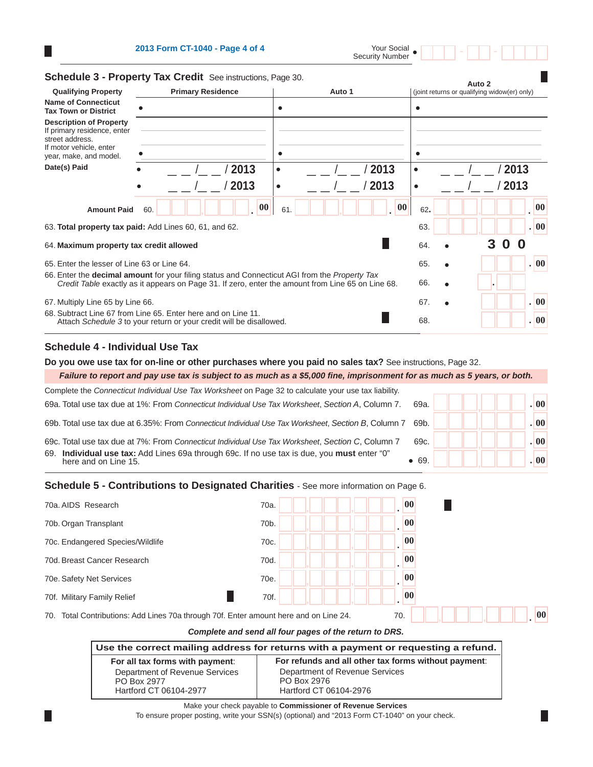2013 Form CT-1040 - Page 4 of 4

Your Social Security Number •

## Schedule 3 - Property Tax Credit

See instructions, Page 30.

| Qualifying Property | Primary Residence | Auto 1 | Auto 2 (joint returns or qualifying widow(er) only) |
|---|---|---|---|
| Name of Connecticut Tax Town or District | • | • | • |
| Description of Property If primary residence, enter street address. If motor vehicle, enter year, make, and model. | • | • | • |
| Date(s) Paid | • __ / __ / 2013 • __ / __ / 2013 | • __ / __ / 2013 • __ / __ / 2013 | • __ / __ / 2013 • __ / __ / 2013 |
| Amount Paid | 60. .00 | 61. .00 | 62. .00 |

| | | |
|---|---|---|
| 63. **Total property tax paid:** Add Lines 60, 61, and 62. | 63. | .00 |
| 64. **Maximum property tax credit allowed** | 64. • | 300 |
| 65. Enter the lesser of Line 63 or Line 64. | 65. • | .00 |
| 66. Enter the **decimal amount** for your filing status and Connecticut AGI from the *Property Tax Credit Table* exactly as it appears on Page 31. If zero, enter the amount from Line 65 on Line 68. | 66. • | . |
| 67. Multiply Line 65 by Line 66. | 67. • | .00 |
| 68. Subtract Line 67 from Line 65. Enter here and on Line 11. Attach *Schedule 3* to your return or your credit will be disallowed. | 68. | .00 |

## Schedule 4 - Individual Use Tax

**Do you owe use tax for on-line or other purchases where you paid no sales tax?** See instructions, Page 32.

***Failure to report and pay use tax is subject to as much as a $5,000 fine, imprisonment for as much as 5 years, or both.***

Complete the *Connecticut Individual Use Tax Worksheet* on Page 32 to calculate your use tax liability.

| | | |
|---|---|---|
| 69a. Total use tax due at 1%: From *Connecticut Individual Use Tax Worksheet*, *Section A*, Column 7. | 69a. | .00 |
| 69b. Total use tax due at 6.35%: From *Connecticut Individual Use Tax Worksheet*, *Section B*, Column 7 | 69b. | .00 |
| 69c. Total use tax due at 7%: From *Connecticut Individual Use Tax Worksheet*, *Section C*, Column 7 | 69c. | .00 |
| 69. **Individual use tax:** Add Lines 69a through 69c. If no use tax is due, you **must** enter "0" here and on Line 15. | • 69. | .00 |

## Schedule 5 - Contributions to Designated Charities

- See more information on Page 6.

| | | |
|---|---|---|
| 70a. AIDS Research | 70a. | .00 |
| 70b. Organ Transplant | 70b. | .00 |
| 70c. Endangered Species/Wildlife | 70c. | .00 |
| 70d. Breast Cancer Research | 70d. | .00 |
| 70e. Safety Net Services | 70e. | .00 |
| 70f. Military Family Relief | 70f. | .00 |
| 70. Total Contributions: Add Lines 70a through 70f. Enter amount here and on Line 24. | 70. | .00 |

***Complete and send all four pages of the return to DRS.***

| Use the correct mailing address for returns with a payment or requesting a refund. | |
|---|---|
| **For all tax forms with payment:** Department of Revenue Services PO Box 2977 Hartford CT 06104-2977 | **For refunds and all other tax forms without payment:** Department of Revenue Services PO Box 2976 Hartford CT 06104-2976 |

Make your check payable to **Commissioner of Revenue Services**

To ensure proper posting, write your SSN(s) (optional) and "2013 Form CT-1040" on your check.